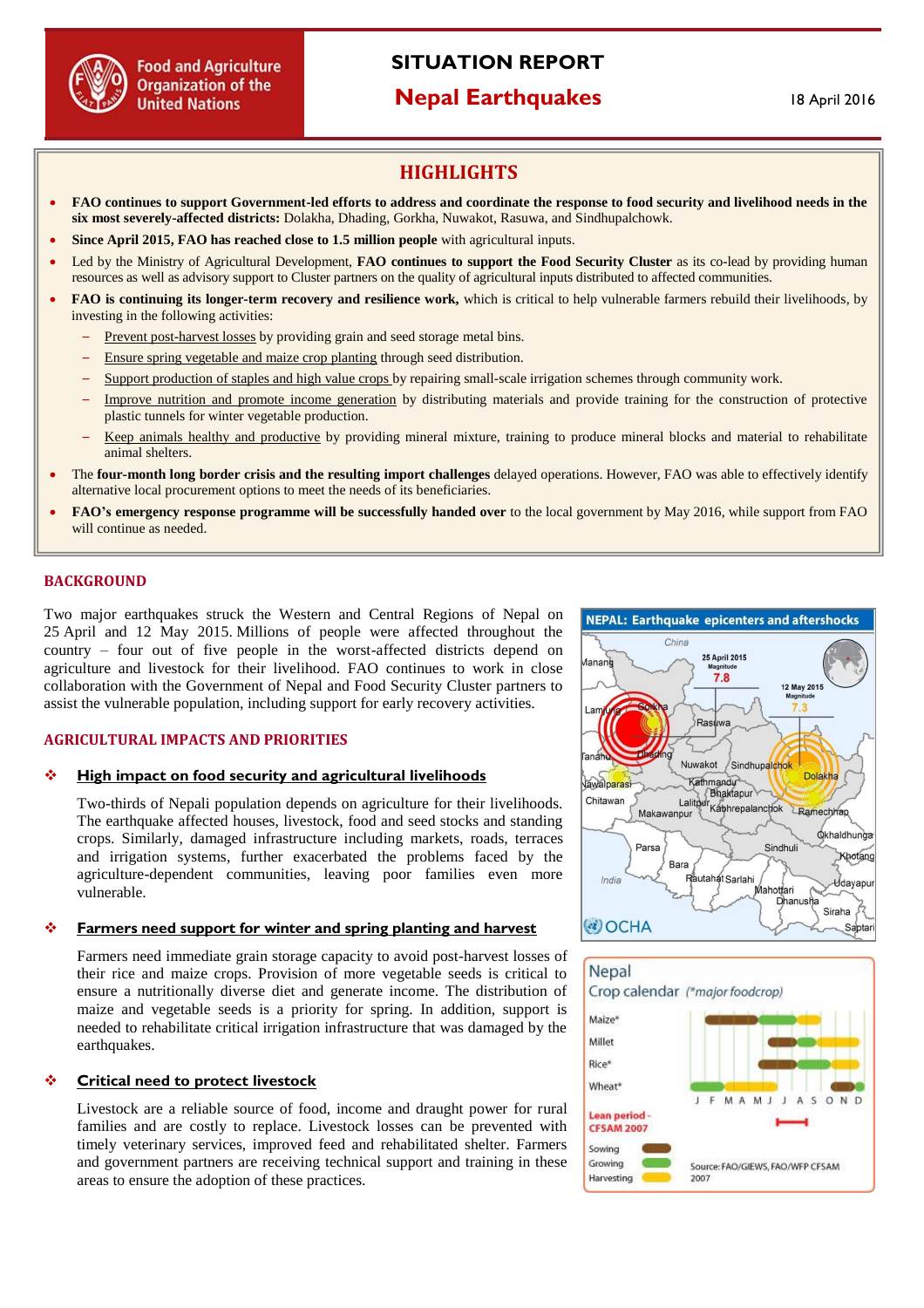# SITUATION REPORT

## Nepal Earthquakes

18 April 2016

## HIGHLIGHTS

- **FAO continues to support Government-led efforts to address and coordinate the response to food security and livelihood needs in the six most severely-affected districts:** Dolakha, Dhading, Gorkha, Nuwakot, Rasuwa, and Sindhupalchowk.
- **Since April 2015, FAO has reached close to 1.5 million people** with agricultural inputs.
- Led by the Ministry of Agricultural Development, **FAO continues to support the Food Security Cluster** as its co-lead by providing human resources as well as advisory support to Cluster partners on the quality of agricultural inputs distributed to affected communities.
- **FAO is continuing its longer-term recovery and resilience work,** which is critical to help vulnerable farmers rebuild their livelihoods, by investing in the following activities:
  - Prevent post-harvest losses by providing grain and seed storage metal bins.
  - Ensure spring vegetable and maize crop planting through seed distribution.
  - Support production of staples and high value crops by repairing small-scale irrigation schemes through community work.
  - Improve nutrition and promote income generation by distributing materials and provide training for the construction of protective plastic tunnels for winter vegetable production.
  - Keep animals healthy and productive by providing mineral mixture, training to produce mineral blocks and material to rehabilitate animal shelters.
- The **four-month long border crisis and the resulting import challenges** delayed operations. However, FAO was able to effectively identify alternative local procurement options to meet the needs of its beneficiaries.
- **FAO's emergency response programme will be successfully handed over** to the local government by May 2016, while support from FAO will continue as needed.

## BACKGROUND

Two major earthquakes struck the Western and Central Regions of Nepal on 25 April and 12 May 2015. Millions of people were affected throughout the country – four out of five people in the worst-affected districts depend on agriculture and livestock for their livelihood. FAO continues to work in close collaboration with the Government of Nepal and Food Security Cluster partners to assist the vulnerable population, including support for early recovery activities.

## AGRICULTURAL IMPACTS AND PRIORITIES

### High impact on food security and agricultural livelihoods

Two-thirds of Nepali population depends on agriculture for their livelihoods. The earthquake affected houses, livestock, food and seed stocks and standing crops. Similarly, damaged infrastructure including markets, roads, terraces and irrigation systems, further exacerbated the problems faced by the agriculture-dependent communities, leaving poor families even more vulnerable.

### Farmers need support for winter and spring planting and harvest

Farmers need immediate grain storage capacity to avoid post-harvest losses of their rice and maize crops. Provision of more vegetable seeds is critical to ensure a nutritionally diverse diet and generate income. The distribution of maize and vegetable seeds is a priority for spring. In addition, support is needed to rehabilitate critical irrigation infrastructure that was damaged by the earthquakes.

### Critical need to protect livestock

Livestock are a reliable source of food, income and draught power for rural families and are costly to replace. Livestock losses can be prevented with timely veterinary services, improved feed and rehabilitated shelter. Farmers and government partners are receiving technical support and training in these areas to ensure the adoption of these practices.

**NEPAL: Earthquake epicenters and aftershocks**

25 April 2015 Magnitude 7.8; 12 May 2015 Magnitude 7.3

OCHA

**Nepal Crop calendar** (*major foodcrop)

Maize*, Millet, Rice*, Wheat*

Lean period - CFSAM 2007

Sowing, Growing, Harvesting

Source: FAO/GIEWS, FAO/WFP CFSAM 2007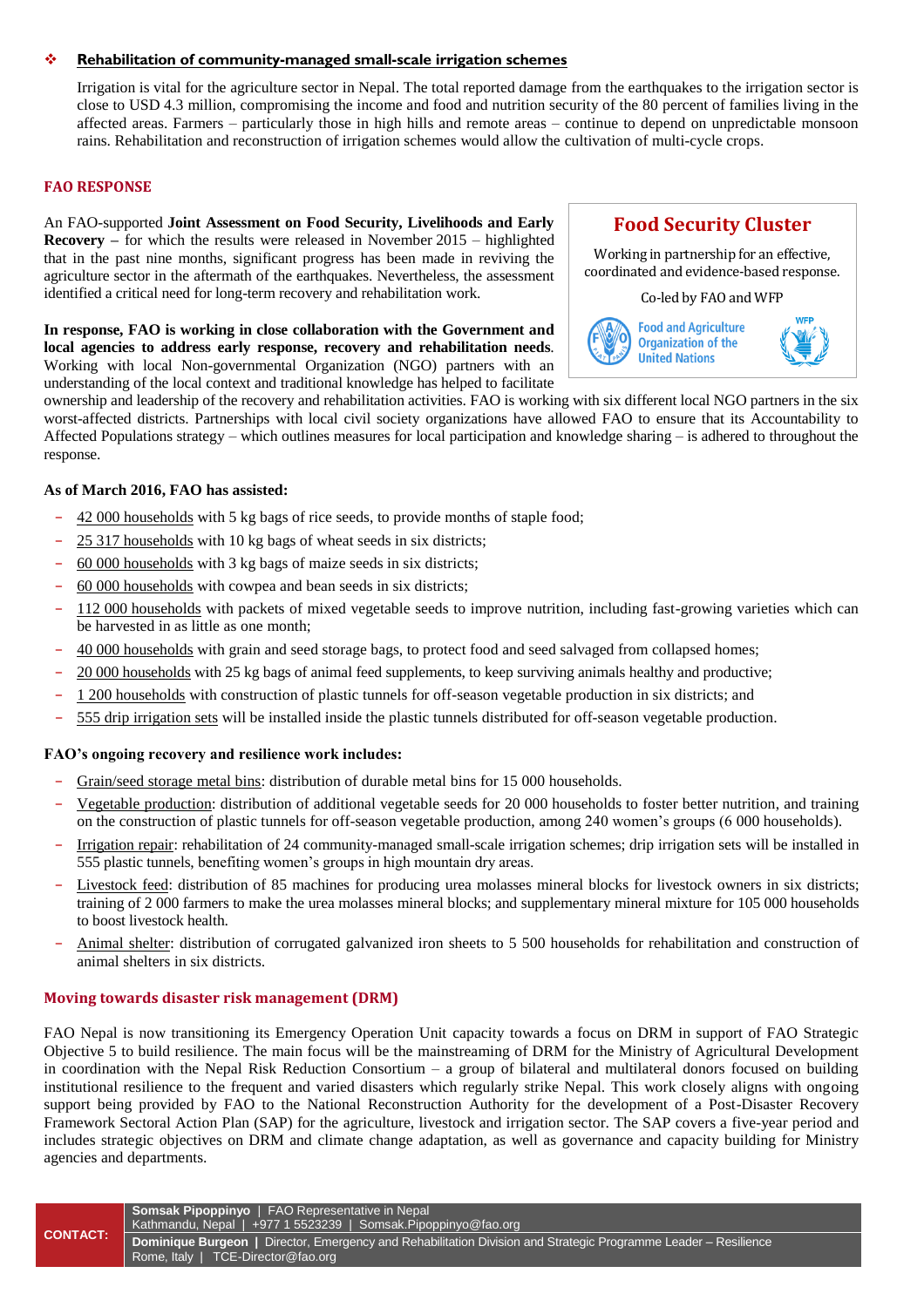- **Rehabilitation of community-managed small-scale irrigation schemes**

  Irrigation is vital for the agriculture sector in Nepal. The total reported damage from the earthquakes to the irrigation sector is close to USD 4.3 million, compromising the income and food and nutrition security of the 80 percent of families living in the affected areas. Farmers – particularly those in high hills and remote areas – continue to depend on unpredictable monsoon rains. Rehabilitation and reconstruction of irrigation schemes would allow the cultivation of multi-cycle crops.

## FAO RESPONSE

An FAO-supported **Joint Assessment on Food Security, Livelihoods and Early Recovery** – for which the results were released in November 2015 – highlighted that in the past nine months, significant progress has been made in reviving the agriculture sector in the aftermath of the earthquakes. Nevertheless, the assessment identified a critical need for long-term recovery and rehabilitation work.

**Food Security Cluster**

Working in partnership for an effective, coordinated and evidence-based response.

Co-led by FAO and WFP

Food and Agriculture Organization of the United Nations

WFP

**In response, FAO is working in close collaboration with the Government and local agencies to address early response, recovery and rehabilitation needs**. Working with local Non-governmental Organization (NGO) partners with an understanding of the local context and traditional knowledge has helped to facilitate ownership and leadership of the recovery and rehabilitation activities. FAO is working with six different local NGO partners in the six worst-affected districts. Partnerships with local civil society organizations have allowed FAO to ensure that its Accountability to Affected Populations strategy – which outlines measures for local participation and knowledge sharing – is adhered to throughout the response.

**As of March 2016, FAO has assisted:**

- 42 000 households with 5 kg bags of rice seeds, to provide months of staple food;
- 25 317 households with 10 kg bags of wheat seeds in six districts;
- 60 000 households with 3 kg bags of maize seeds in six districts;
- 60 000 households with cowpea and bean seeds in six districts;
- 112 000 households with packets of mixed vegetable seeds to improve nutrition, including fast-growing varieties which can be harvested in as little as one month;
- 40 000 households with grain and seed storage bags, to protect food and seed salvaged from collapsed homes;
- 20 000 households with 25 kg bags of animal feed supplements, to keep surviving animals healthy and productive;
- 1 200 households with construction of plastic tunnels for off-season vegetable production in six districts; and
- 555 drip irrigation sets will be installed inside the plastic tunnels distributed for off-season vegetable production.

**FAO's ongoing recovery and resilience work includes:**

- Grain/seed storage metal bins: distribution of durable metal bins for 15 000 households.
- Vegetable production: distribution of additional vegetable seeds for 20 000 households to foster better nutrition, and training on the construction of plastic tunnels for off-season vegetable production, among 240 women's groups (6 000 households).
- Irrigation repair: rehabilitation of 24 community-managed small-scale irrigation schemes; drip irrigation sets will be installed in 555 plastic tunnels, benefiting women's groups in high mountain dry areas.
- Livestock feed: distribution of 85 machines for producing urea molasses mineral blocks for livestock owners in six districts; training of 2 000 farmers to make the urea molasses mineral blocks; and supplementary mineral mixture for 105 000 households to boost livestock health.
- Animal shelter: distribution of corrugated galvanized iron sheets to 5 500 households for rehabilitation and construction of animal shelters in six districts.

## Moving towards disaster risk management (DRM)

FAO Nepal is now transitioning its Emergency Operation Unit capacity towards a focus on DRM in support of FAO Strategic Objective 5 to build resilience. The main focus will be the mainstreaming of DRM for the Ministry of Agricultural Development in coordination with the Nepal Risk Reduction Consortium – a group of bilateral and multilateral donors focused on building institutional resilience to the frequent and varied disasters which regularly strike Nepal. This work closely aligns with ongoing support being provided by FAO to the National Reconstruction Authority for the development of a Post-Disaster Recovery Framework Sectoral Action Plan (SAP) for the agriculture, livestock and irrigation sector. The SAP covers a five-year period and includes strategic objectives on DRM and climate change adaptation, as well as governance and capacity building for Ministry agencies and departments.

| | |
|---|---|
| **CONTACT:** | **Somsak Pipoppinyo** \| FAO Representative in Nepal<br>Kathmandu, Nepal \| +977 1 5523239 \| Somsak.Pipoppinyo@fao.org |
| | **Dominique Burgeon** \| Director, Emergency and Rehabilitation Division and Strategic Programme Leader – Resilience<br>Rome, Italy \| TCE-Director@fao.org |